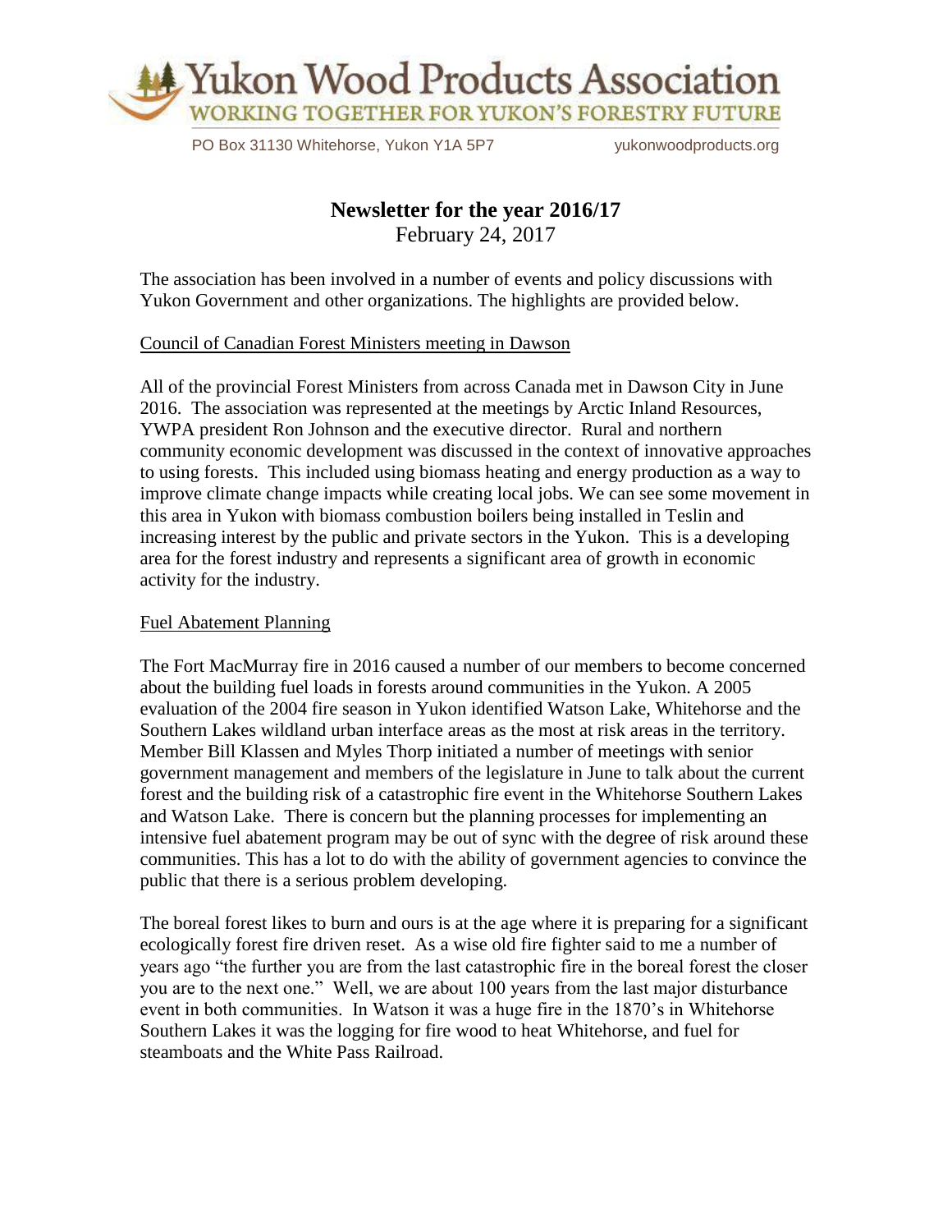# Yukon Wood Products Association

WORKING TOGETHER FOR YUKON'S FORESTRY FUTURE

PO Box 31130 Whitehorse, Yukon Y1A 5P7 yukonwoodproducts.org

## Newsletter for the year 2016/17

February 24, 2017

The association has been involved in a number of events and policy discussions with Yukon Government and other organizations. The highlights are provided below.

### Council of Canadian Forest Ministers meeting in Dawson

All of the provincial Forest Ministers from across Canada met in Dawson City in June 2016. The association was represented at the meetings by Arctic Inland Resources, YWPA president Ron Johnson and the executive director. Rural and northern community economic development was discussed in the context of innovative approaches to using forests. This included using biomass heating and energy production as a way to improve climate change impacts while creating local jobs. We can see some movement in this area in Yukon with biomass combustion boilers being installed in Teslin and increasing interest by the public and private sectors in the Yukon. This is a developing area for the forest industry and represents a significant area of growth in economic activity for the industry.

### Fuel Abatement Planning

The Fort MacMurray fire in 2016 caused a number of our members to become concerned about the building fuel loads in forests around communities in the Yukon. A 2005 evaluation of the 2004 fire season in Yukon identified Watson Lake, Whitehorse and the Southern Lakes wildland urban interface areas as the most at risk areas in the territory. Member Bill Klassen and Myles Thorp initiated a number of meetings with senior government management and members of the legislature in June to talk about the current forest and the building risk of a catastrophic fire event in the Whitehorse Southern Lakes and Watson Lake. There is concern but the planning processes for implementing an intensive fuel abatement program may be out of sync with the degree of risk around these communities. This has a lot to do with the ability of government agencies to convince the public that there is a serious problem developing.

The boreal forest likes to burn and ours is at the age where it is preparing for a significant ecologically forest fire driven reset. As a wise old fire fighter said to me a number of years ago "the further you are from the last catastrophic fire in the boreal forest the closer you are to the next one." Well, we are about 100 years from the last major disturbance event in both communities. In Watson it was a huge fire in the 1870's in Whitehorse Southern Lakes it was the logging for fire wood to heat Whitehorse, and fuel for steamboats and the White Pass Railroad.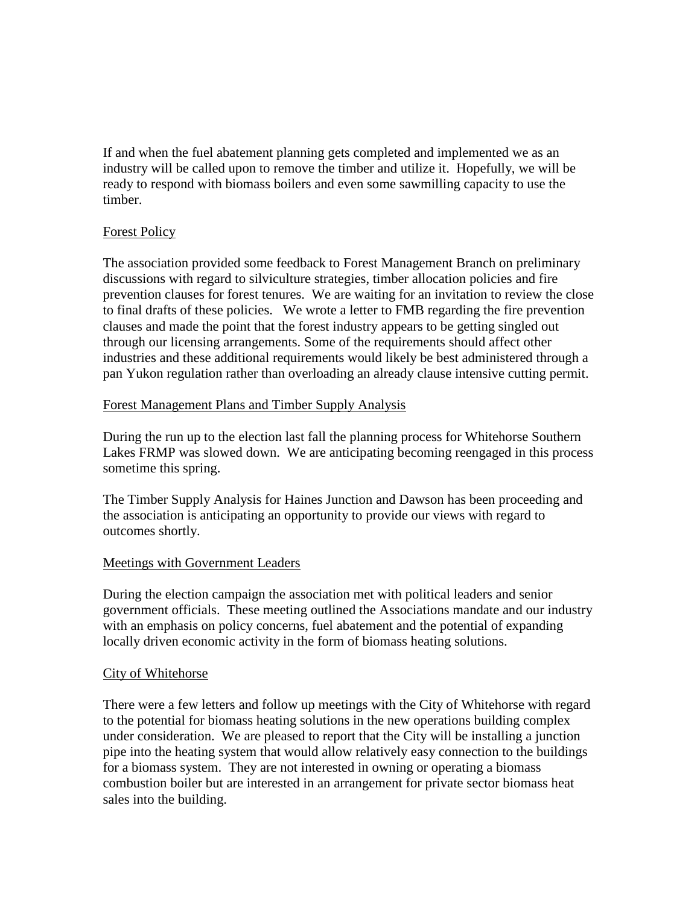If and when the fuel abatement planning gets completed and implemented we as an industry will be called upon to remove the timber and utilize it. Hopefully, we will be ready to respond with biomass boilers and even some sawmilling capacity to use the timber.

<u>Forest Policy</u>

The association provided some feedback to Forest Management Branch on preliminary discussions with regard to silviculture strategies, timber allocation policies and fire prevention clauses for forest tenures. We are waiting for an invitation to review the close to final drafts of these policies. We wrote a letter to FMB regarding the fire prevention clauses and made the point that the forest industry appears to be getting singled out through our licensing arrangements. Some of the requirements should affect other industries and these additional requirements would likely be best administered through a pan Yukon regulation rather than overloading an already clause intensive cutting permit.

<u>Forest Management Plans and Timber Supply Analysis</u>

During the run up to the election last fall the planning process for Whitehorse Southern Lakes FRMP was slowed down. We are anticipating becoming reengaged in this process sometime this spring.

The Timber Supply Analysis for Haines Junction and Dawson has been proceeding and the association is anticipating an opportunity to provide our views with regard to outcomes shortly.

<u>Meetings with Government Leaders</u>

During the election campaign the association met with political leaders and senior government officials. These meeting outlined the Associations mandate and our industry with an emphasis on policy concerns, fuel abatement and the potential of expanding locally driven economic activity in the form of biomass heating solutions.

<u>City of Whitehorse</u>

There were a few letters and follow up meetings with the City of Whitehorse with regard to the potential for biomass heating solutions in the new operations building complex under consideration. We are pleased to report that the City will be installing a junction pipe into the heating system that would allow relatively easy connection to the buildings for a biomass system. They are not interested in owning or operating a biomass combustion boiler but are interested in an arrangement for private sector biomass heat sales into the building.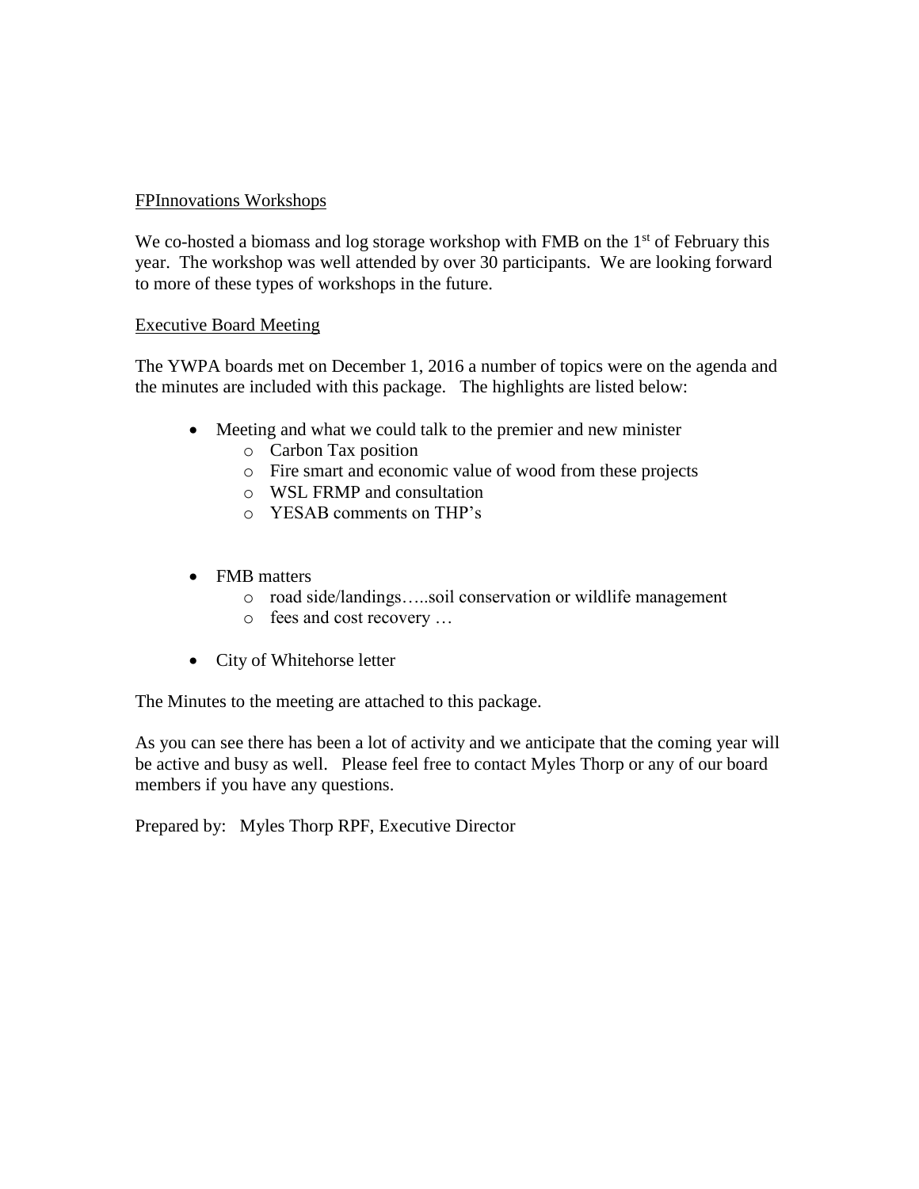FPInnovations Workshops

We co-hosted a biomass and log storage workshop with FMB on the 1st of February this year. The workshop was well attended by over 30 participants. We are looking forward to more of these types of workshops in the future.

Executive Board Meeting

The YWPA boards met on December 1, 2016 a number of topics were on the agenda and the minutes are included with this package. The highlights are listed below:

- Meeting and what we could talk to the premier and new minister
  - Carbon Tax position
  - Fire smart and economic value of wood from these projects
  - WSL FRMP and consultation
  - YESAB comments on THP's

- FMB matters
  - road side/landings…..soil conservation or wildlife management
  - fees and cost recovery …

- City of Whitehorse letter

The Minutes to the meeting are attached to this package.

As you can see there has been a lot of activity and we anticipate that the coming year will be active and busy as well. Please feel free to contact Myles Thorp or any of our board members if you have any questions.

Prepared by: Myles Thorp RPF, Executive Director